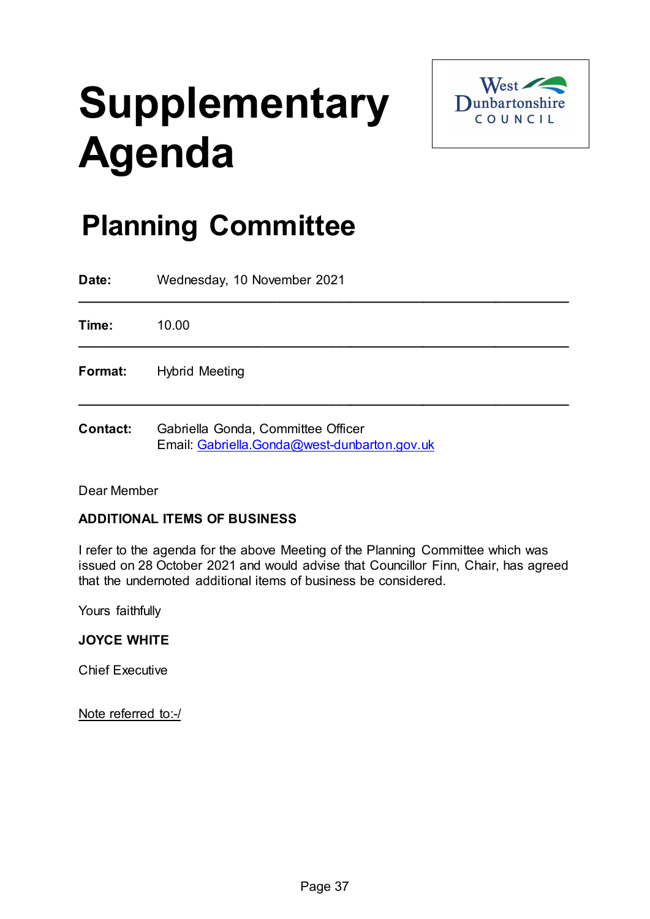# Supplementary Agenda

## Planning Committee

| | |
|---|---|
| **Date:** | Wednesday, 10 November 2021 |
| **Time:** | 10.00 |
| **Format:** | Hybrid Meeting |
| **Contact:** | Gabriella Gonda, Committee Officer<br>Email: Gabriella.Gonda@west-dunbarton.gov.uk |

Dear Member

**ADDITIONAL ITEMS OF BUSINESS**

I refer to the agenda for the above Meeting of the Planning Committee which was issued on 28 October 2021 and would advise that Councillor Finn, Chair, has agreed that the undernoted additional items of business be considered.

Yours faithfully

**JOYCE WHITE**

Chief Executive

Note referred to:-/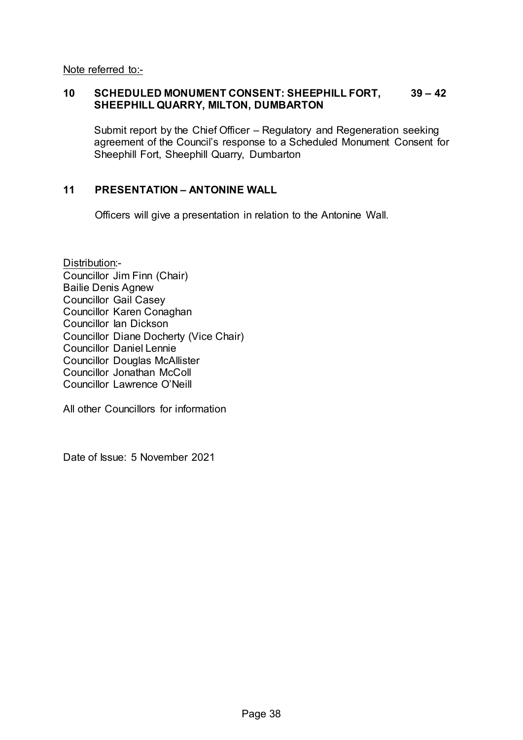Note referred to:-

**10 SCHEDULED MONUMENT CONSENT: SHEEPHILL FORT, SHEEPHILL QUARRY, MILTON, DUMBARTON** **39 – 42**

Submit report by the Chief Officer – Regulatory and Regeneration seeking agreement of the Council's response to a Scheduled Monument Consent for Sheephill Fort, Sheephill Quarry, Dumbarton

**11 PRESENTATION – ANTONINE WALL**

Officers will give a presentation in relation to the Antonine Wall.

Distribution:-
Councillor Jim Finn (Chair)
Bailie Denis Agnew
Councillor Gail Casey
Councillor Karen Conaghan
Councillor Ian Dickson
Councillor Diane Docherty (Vice Chair)
Councillor Daniel Lennie
Councillor Douglas McAllister
Councillor Jonathan McColl
Councillor Lawrence O'Neill

All other Councillors for information

Date of Issue: 5 November 2021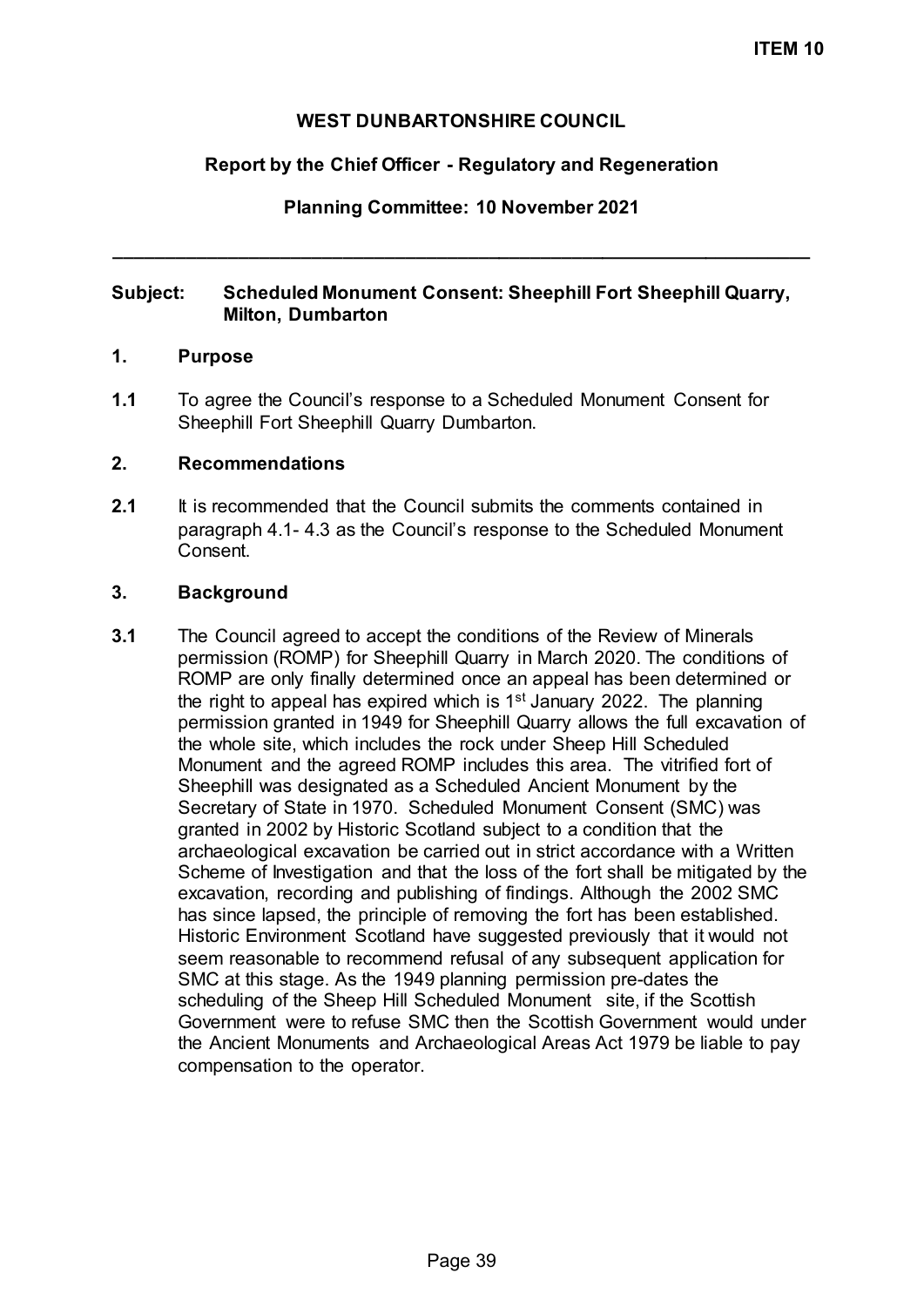**ITEM 10**

**WEST DUNBARTONSHIRE COUNCIL**

**Report by the Chief Officer - Regulatory and Regeneration**

**Planning Committee: 10 November 2021**

---

**Subject: Scheduled Monument Consent: Sheephill Fort Sheephill Quarry, Milton, Dumbarton**

## 1. Purpose

**1.1** To agree the Council's response to a Scheduled Monument Consent for Sheephill Fort Sheephill Quarry Dumbarton.

## 2. Recommendations

**2.1** It is recommended that the Council submits the comments contained in paragraph 4.1- 4.3 as the Council's response to the Scheduled Monument Consent.

## 3. Background

**3.1** The Council agreed to accept the conditions of the Review of Minerals permission (ROMP) for Sheephill Quarry in March 2020. The conditions of ROMP are only finally determined once an appeal has been determined or the right to appeal has expired which is 1st January 2022. The planning permission granted in 1949 for Sheephill Quarry allows the full excavation of the whole site, which includes the rock under Sheep Hill Scheduled Monument and the agreed ROMP includes this area. The vitrified fort of Sheephill was designated as a Scheduled Ancient Monument by the Secretary of State in 1970. Scheduled Monument Consent (SMC) was granted in 2002 by Historic Scotland subject to a condition that the archaeological excavation be carried out in strict accordance with a Written Scheme of Investigation and that the loss of the fort shall be mitigated by the excavation, recording and publishing of findings. Although the 2002 SMC has since lapsed, the principle of removing the fort has been established. Historic Environment Scotland have suggested previously that it would not seem reasonable to recommend refusal of any subsequent application for SMC at this stage. As the 1949 planning permission pre-dates the scheduling of the Sheep Hill Scheduled Monument site, if the Scottish Government were to refuse SMC then the Scottish Government would under the Ancient Monuments and Archaeological Areas Act 1979 be liable to pay compensation to the operator.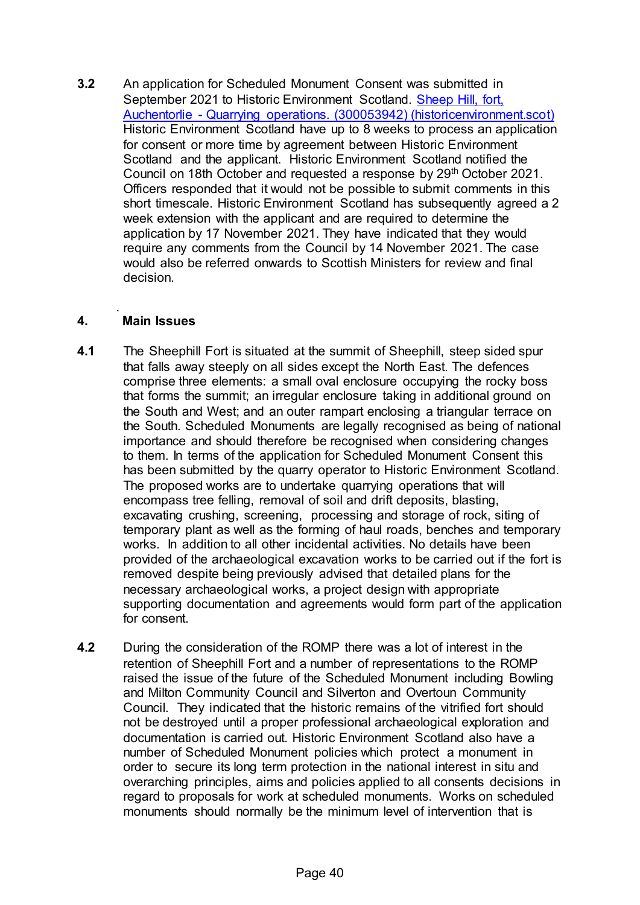**3.2** An application for Scheduled Monument Consent was submitted in September 2021 to Historic Environment Scotland. [Sheep Hill, fort, Auchentorlie - Quarrying operations. (300053942) (historicenvironment.scot)](https://historicenvironment.scot) Historic Environment Scotland have up to 8 weeks to process an application for consent or more time by agreement between Historic Environment Scotland and the applicant. Historic Environment Scotland notified the Council on 18th October and requested a response by 29th October 2021. Officers responded that it would not be possible to submit comments in this short timescale. Historic Environment Scotland has subsequently agreed a 2 week extension with the applicant and are required to determine the application by 17 November 2021. They have indicated that they would require any comments from the Council by 14 November 2021. The case would also be referred onwards to Scottish Ministers for review and final decision.

## 4. Main Issues

**4.1** The Sheephill Fort is situated at the summit of Sheephill, steep sided spur that falls away steeply on all sides except the North East. The defences comprise three elements: a small oval enclosure occupying the rocky boss that forms the summit; an irregular enclosure taking in additional ground on the South and West; and an outer rampart enclosing a triangular terrace on the South. Scheduled Monuments are legally recognised as being of national importance and should therefore be recognised when considering changes to them. In terms of the application for Scheduled Monument Consent this has been submitted by the quarry operator to Historic Environment Scotland. The proposed works are to undertake quarrying operations that will encompass tree felling, removal of soil and drift deposits, blasting, excavating crushing, screening, processing and storage of rock, siting of temporary plant as well as the forming of haul roads, benches and temporary works. In addition to all other incidental activities. No details have been provided of the archaeological excavation works to be carried out if the fort is removed despite being previously advised that detailed plans for the necessary archaeological works, a project design with appropriate supporting documentation and agreements would form part of the application for consent.

**4.2** During the consideration of the ROMP there was a lot of interest in the retention of Sheephill Fort and a number of representations to the ROMP raised the issue of the future of the Scheduled Monument including Bowling and Milton Community Council and Silverton and Overtoun Community Council. They indicated that the historic remains of the vitrified fort should not be destroyed until a proper professional archaeological exploration and documentation is carried out. Historic Environment Scotland also have a number of Scheduled Monument policies which protect a monument in order to secure its long term protection in the national interest in situ and overarching principles, aims and policies applied to all consents decisions in regard to proposals for work at scheduled monuments. Works on scheduled monuments should normally be the minimum level of intervention that is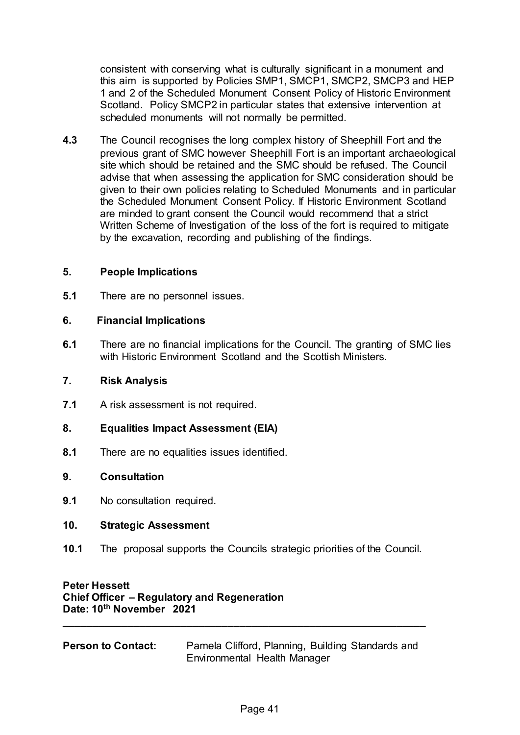consistent with conserving what is culturally significant in a monument and this aim is supported by Policies SMP1, SMCP1, SMCP2, SMCP3 and HEP 1 and 2 of the Scheduled Monument Consent Policy of Historic Environment Scotland. Policy SMCP2 in particular states that extensive intervention at scheduled monuments will not normally be permitted.

**4.3** The Council recognises the long complex history of Sheephill Fort and the previous grant of SMC however Sheephill Fort is an important archaeological site which should be retained and the SMC should be refused. The Council advise that when assessing the application for SMC consideration should be given to their own policies relating to Scheduled Monuments and in particular the Scheduled Monument Consent Policy. If Historic Environment Scotland are minded to grant consent the Council would recommend that a strict Written Scheme of Investigation of the loss of the fort is required to mitigate by the excavation, recording and publishing of the findings.

## 5. People Implications

**5.1** There are no personnel issues.

## 6. Financial Implications

**6.1** There are no financial implications for the Council. The granting of SMC lies with Historic Environment Scotland and the Scottish Ministers.

## 7. Risk Analysis

**7.1** A risk assessment is not required.

## 8. Equalities Impact Assessment (EIA)

**8.1** There are no equalities issues identified.

## 9. Consultation

**9.1** No consultation required.

## 10. Strategic Assessment

**10.1** The proposal supports the Councils strategic priorities of the Council.

**Peter Hessett**
**Chief Officer – Regulatory and Regeneration**
**Date: 10th November 2021**

---

**Person to Contact:** Pamela Clifford, Planning, Building Standards and Environmental Health Manager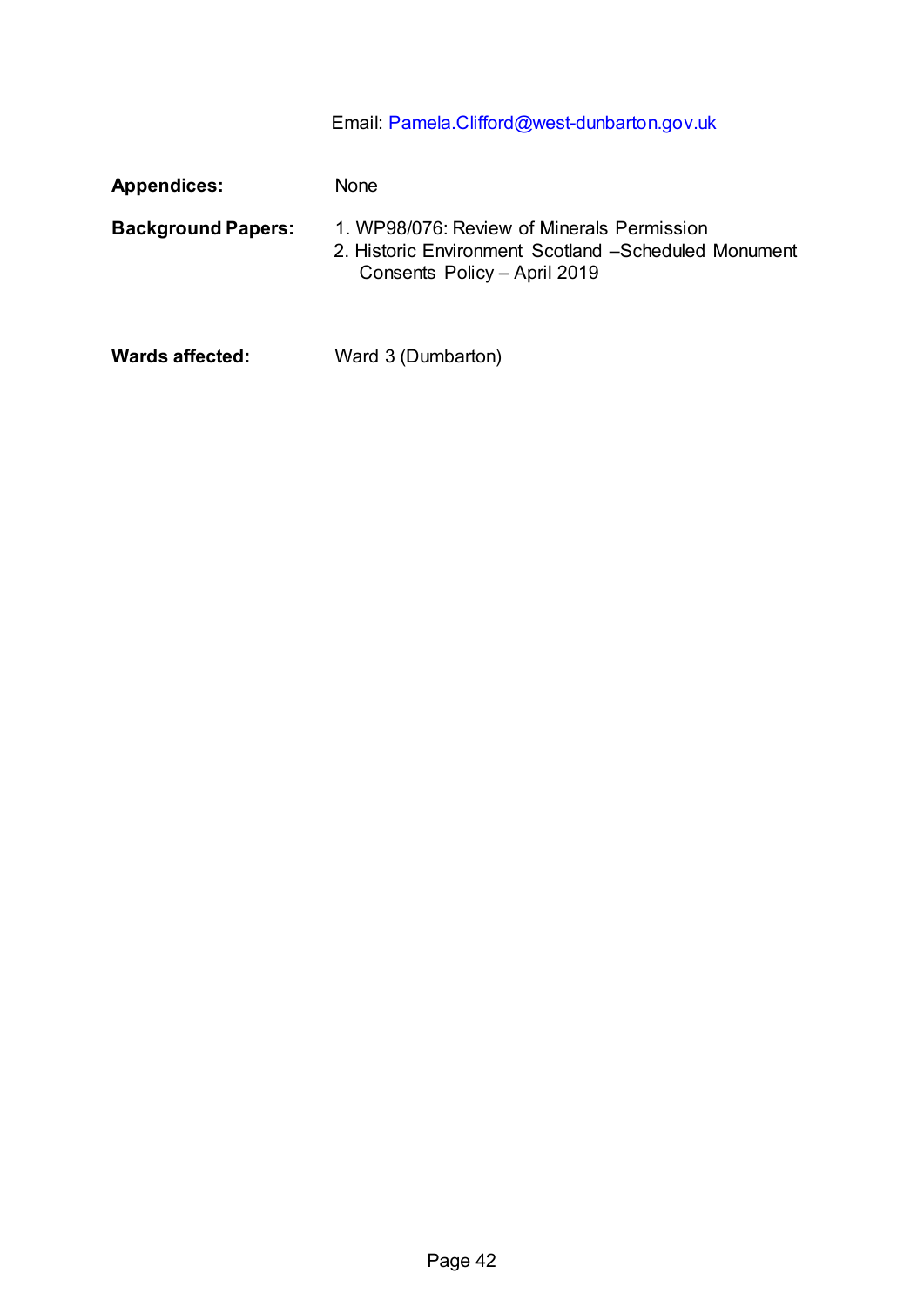Email: Pamela.Clifford@west-dunbarton.gov.uk

**Appendices:** None

**Background Papers:**
1. WP98/076: Review of Minerals Permission
2. Historic Environment Scotland –Scheduled Monument Consents Policy – April 2019

**Wards affected:** Ward 3 (Dumbarton)